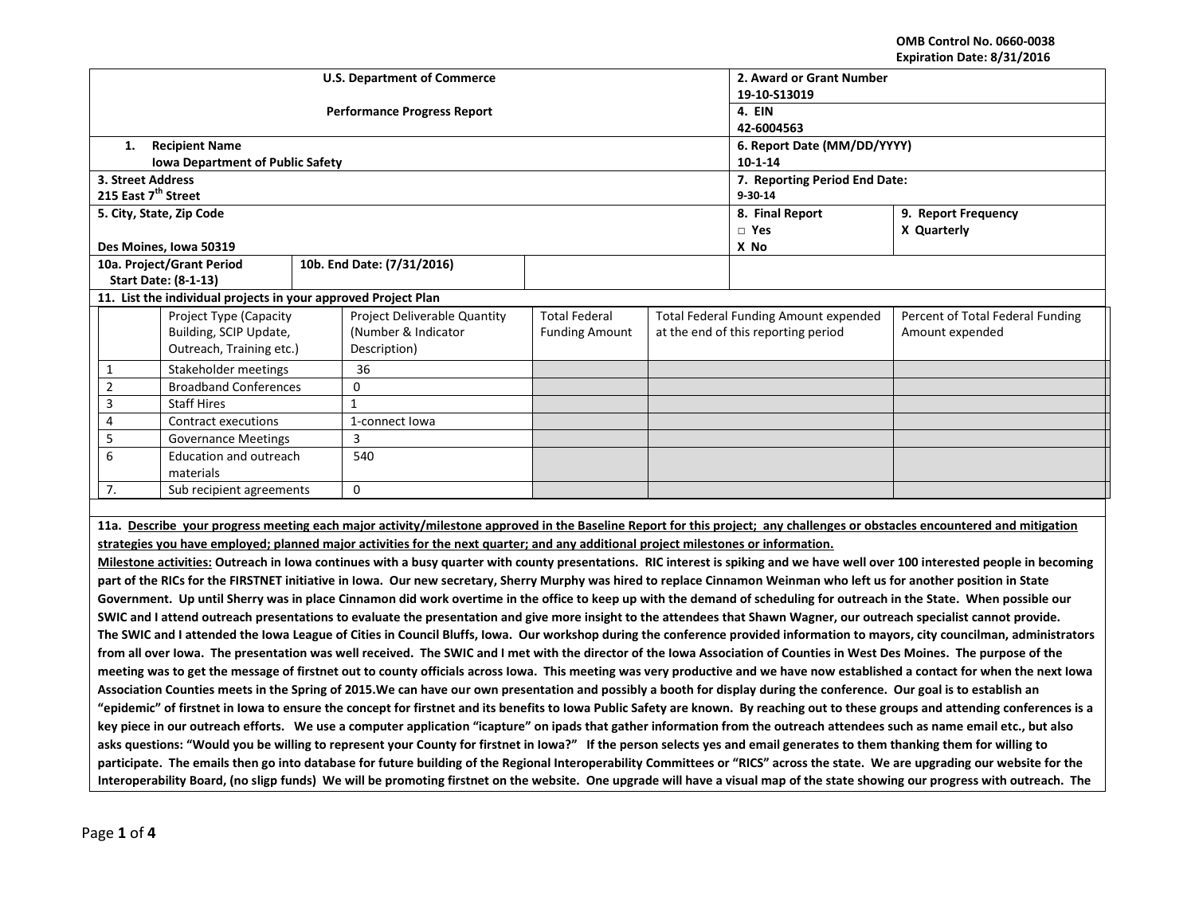OMB Control No. 0660-0038
Expiration Date: 8/31/2016

| U.S. Department of Commerce<br><br>Performance Progress Report | 2. Award or Grant Number<br>19-10-S13019 | |
|---|---|---|
| | 4. EIN<br>42-6004563 | |
| 1. Recipient Name<br>Iowa Department of Public Safety | 6. Report Date (MM/DD/YYYY)<br>10-1-14 | |
| 3. Street Address<br>215 East 7th Street | 7. Reporting Period End Date:<br>9-30-14 | |
| 5. City, State, Zip Code<br><br>Des Moines, Iowa 50319 | 8. Final Report<br>□ Yes<br>X No | 9. Report Frequency<br>X Quarterly |
| 10a. Project/Grant Period Start Date: (8-1-13) — 10b. End Date: (7/31/2016) | | |

**11. List the individual projects in your approved Project Plan**

| | Project Type (Capacity Building, SCIP Update, Outreach, Training etc.) | Project Deliverable Quantity (Number & Indicator Description) | Total Federal Funding Amount | Total Federal Funding Amount expended at the end of this reporting period | Percent of Total Federal Funding Amount expended |
|---|---|---|---|---|---|
| 1 | Stakeholder meetings | 36 | | | |
| 2 | Broadband Conferences | 0 | | | |
| 3 | Staff Hires | 1 | | | |
| 4 | Contract executions | 1-connect Iowa | | | |
| 5 | Governance Meetings | 3 | | | |
| 6 | Education and outreach materials | 540 | | | |
| 7. | Sub recipient agreements | 0 | | | |

**11a. Describe your progress meeting each major activity/milestone approved in the Baseline Report for this project; any challenges or obstacles encountered and mitigation strategies you have employed; planned major activities for the next quarter; and any additional project milestones or information.**

**Milestone activities: Outreach in Iowa continues with a busy quarter with county presentations. RIC interest is spiking and we have well over 100 interested people in becoming part of the RICs for the FIRSTNET initiative in Iowa. Our new secretary, Sherry Murphy was hired to replace Cinnamon Weinman who left us for another position in State Government. Up until Sherry was in place Cinnamon did work overtime in the office to keep up with the demand of scheduling for outreach in the State. When possible our SWIC and I attend outreach presentations to evaluate the presentation and give more insight to the attendees that Shawn Wagner, our outreach specialist cannot provide. The SWIC and I attended the Iowa League of Cities in Council Bluffs, Iowa. Our workshop during the conference provided information to mayors, city councilman, administrators from all over Iowa. The presentation was well received. The SWIC and I met with the director of the Iowa Association of Counties in West Des Moines. The purpose of the meeting was to get the message of firstnet out to county officials across Iowa. This meeting was very productive and we have now established a contact for when the next Iowa Association Counties meets in the Spring of 2015.We can have our own presentation and possibly a booth for display during the conference. Our goal is to establish an "epidemic" of firstnet in Iowa to ensure the concept for firstnet and its benefits to Iowa Public Safety are known. By reaching out to these groups and attending conferences is a key piece in our outreach efforts. We use a computer application "icapture" on ipads that gather information from the outreach attendees such as name email etc., but also asks questions: "Would you be willing to represent your County for firstnet in Iowa?" If the person selects yes and email generates to them thanking them for willing to participate. The emails then go into database for future building of the Regional Interoperability Committees or "RICS" across the state. We are upgrading our website for the Interoperability Board, (no sligp funds) We will be promoting firstnet on the website. One upgrade will have a visual map of the state showing our progress with outreach. The**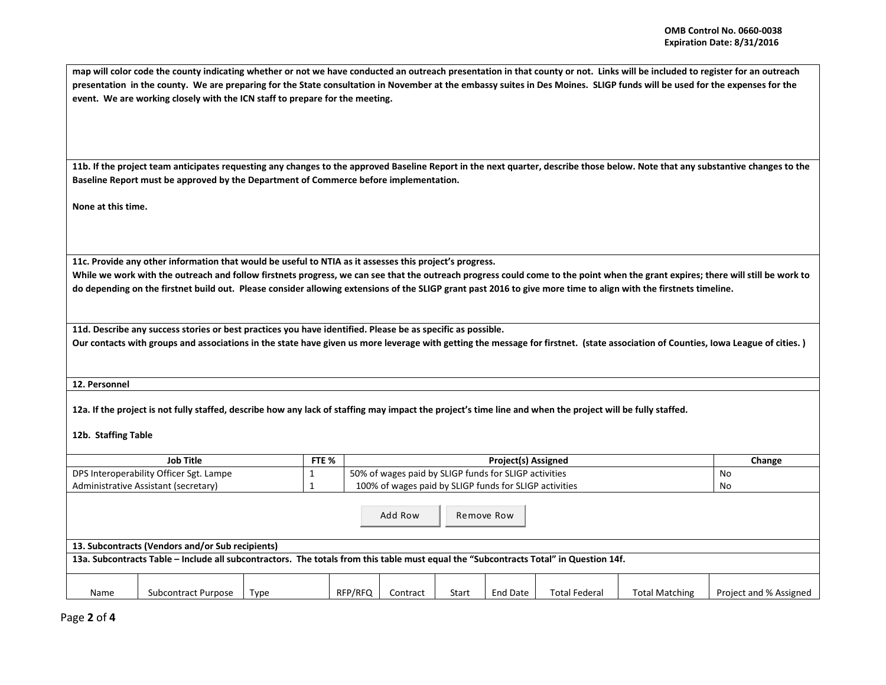**map will color code the county indicating whether or not we have conducted an outreach presentation in that county or not. Links will be included to register for an outreach presentation in the county. We are preparing for the State consultation in November at the embassy suites in Des Moines. SLIGP funds will be used for the expenses for the event. We are working closely with the ICN staff to prepare for the meeting.**

**11b. If the project team anticipates requesting any changes to the approved Baseline Report in the next quarter, describe those below. Note that any substantive changes to the Baseline Report must be approved by the Department of Commerce before implementation.**

**None at this time.**

**11c. Provide any other information that would be useful to NTIA as it assesses this project's progress.**

**While we work with the outreach and follow firstnets progress, we can see that the outreach progress could come to the point when the grant expires; there will still be work to do depending on the firstnet build out. Please consider allowing extensions of the SLIGP grant past 2016 to give more time to align with the firstnets timeline.**

**11d. Describe any success stories or best practices you have identified. Please be as specific as possible.**

**Our contacts with groups and associations in the state have given us more leverage with getting the message for firstnet. (state association of Counties, Iowa League of cities. )**

**12. Personnel**

**12a. If the project is not fully staffed, describe how any lack of staffing may impact the project's time line and when the project will be fully staffed.**

**12b. Staffing Table**

| Job Title | FTE % | Project(s) Assigned | Change |
|---|---|---|---|
| DPS Interoperability Officer Sgt. Lampe | 1 | 50% of wages paid by SLIGP funds for SLIGP activities | No |
| Administrative Assistant (secretary) | 1 | 100% of wages paid by SLIGP funds for SLIGP activities | No |

**13. Subcontracts (Vendors and/or Sub recipients)**

**13a. Subcontracts Table – Include all subcontractors. The totals from this table must equal the "Subcontracts Total" in Question 14f.**

| Name | Subcontract Purpose | Type | RFP/RFQ | Contract | Start | End Date | Total Federal | Total Matching | Project and % Assigned |
|---|---|---|---|---|---|---|---|---|---|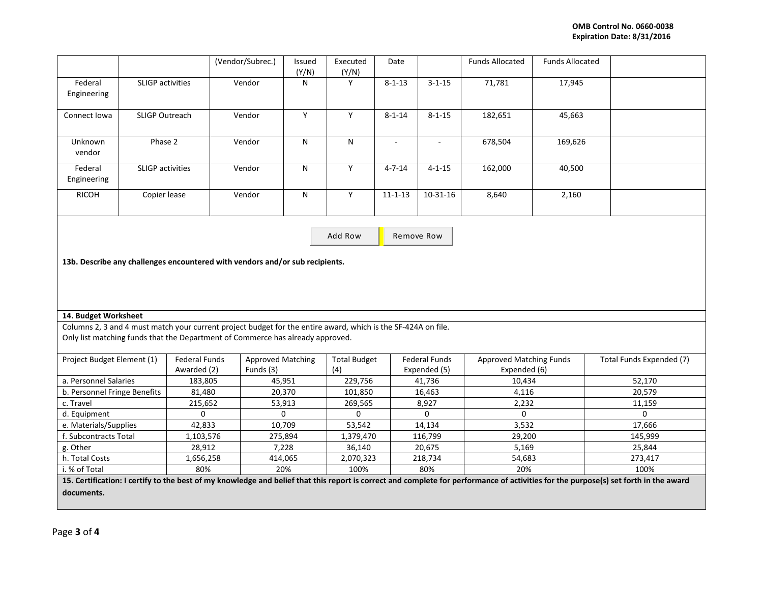| | | (Vendor/Subrec.) | Issued (Y/N) | Executed (Y/N) | Date | | Funds Allocated | Funds Allocated | |
|---|---|---|---|---|---|---|---|---|---|
| Federal Engineering | SLIGP activities | Vendor | N | Y | 8-1-13 | 3-1-15 | 71,781 | 17,945 | |
| Connect Iowa | SLIGP Outreach | Vendor | Y | Y | 8-1-14 | 8-1-15 | 182,651 | 45,663 | |
| Unknown vendor | Phase 2 | Vendor | N | N | - | - | 678,504 | 169,626 | |
| Federal Engineering | SLIGP activities | Vendor | N | Y | 4-7-14 | 4-1-15 | 162,000 | 40,500 | |
| RICOH | Copier lease | Vendor | N | Y | 11-1-13 | 10-31-16 | 8,640 | 2,160 | |

**13b. Describe any challenges encountered with vendors and/or sub recipients.**

**14. Budget Worksheet**

Columns 2, 3 and 4 must match your current project budget for the entire award, which is the SF-424A on file.
Only list matching funds that the Department of Commerce has already approved.

| Project Budget Element (1) | Federal Funds Awarded (2) | Approved Matching Funds (3) | Total Budget (4) | Federal Funds Expended (5) | Approved Matching Funds Expended (6) | Total Funds Expended (7) |
|---|---|---|---|---|---|---|
| a. Personnel Salaries | 183,805 | 45,951 | 229,756 | 41,736 | 10,434 | 52,170 |
| b. Personnel Fringe Benefits | 81,480 | 20,370 | 101,850 | 16,463 | 4,116 | 20,579 |
| c. Travel | 215,652 | 53,913 | 269,565 | 8,927 | 2,232 | 11,159 |
| d. Equipment | 0 | 0 | 0 | 0 | 0 | 0 |
| e. Materials/Supplies | 42,833 | 10,709 | 53,542 | 14,134 | 3,532 | 17,666 |
| f. Subcontracts Total | 1,103,576 | 275,894 | 1,379,470 | 116,799 | 29,200 | 145,999 |
| g. Other | 28,912 | 7,228 | 36,140 | 20,675 | 5,169 | 25,844 |
| h. Total Costs | 1,656,258 | 414,065 | 2,070,323 | 218,734 | 54,683 | 273,417 |
| i. % of Total | 80% | 20% | 100% | 80% | 20% | 100% |

**15. Certification: I certify to the best of my knowledge and belief that this report is correct and complete for performance of activities for the purpose(s) set forth in the award documents.**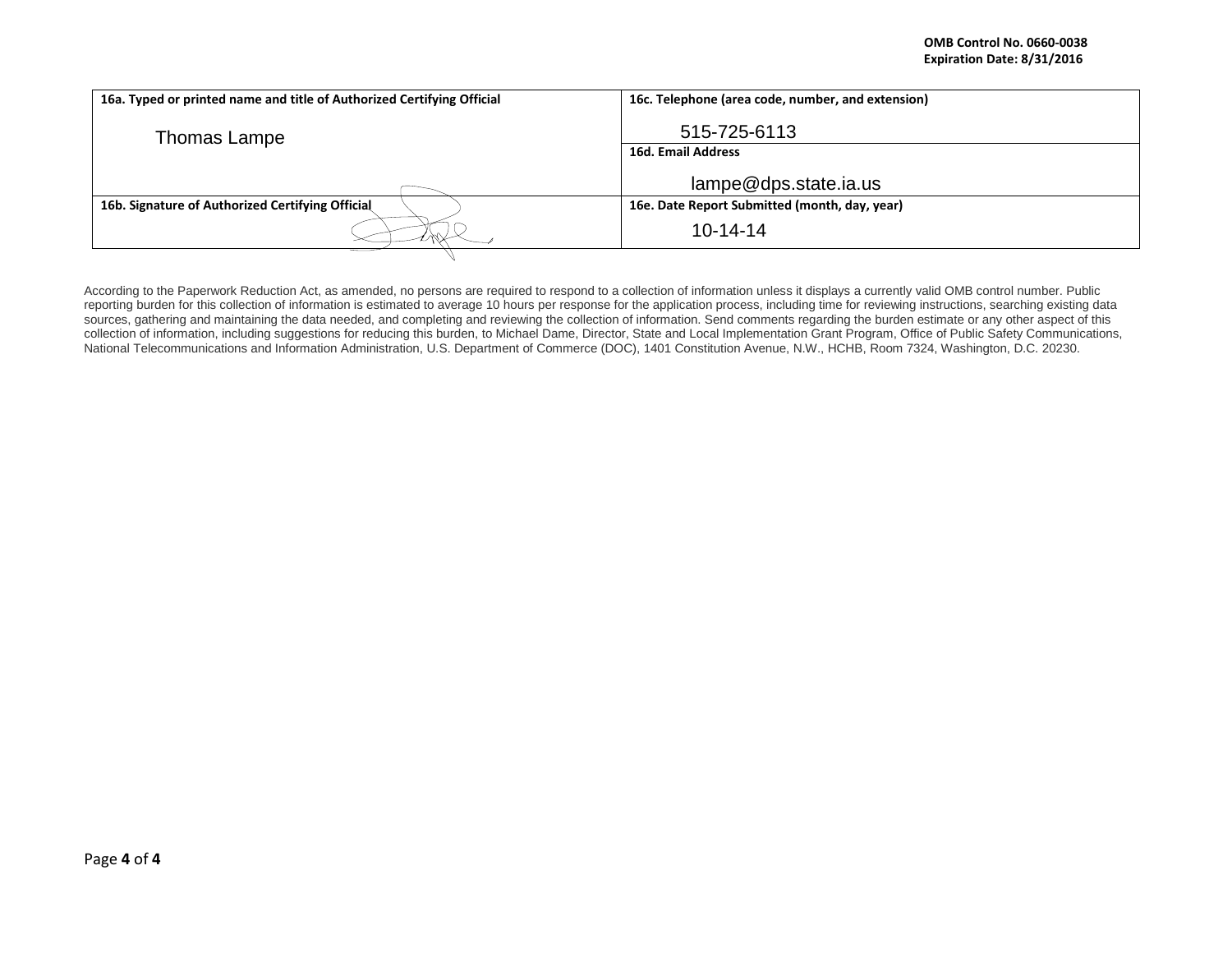**OMB Control No. 0660-0038**
**Expiration Date: 8/31/2016**

| **16a. Typed or printed name and title of Authorized Certifying Official** | **16c. Telephone (area code, number, and extension)** |
|---|---|
| Thomas Lampe | 515-725-6113 |
| | **16d. Email Address** |
| | lampe@dps.state.ia.us |
| **16b. Signature of Authorized Certifying Official** | **16e. Date Report Submitted (month, day, year)** |
| | 10-14-14 |

According to the Paperwork Reduction Act, as amended, no persons are required to respond to a collection of information unless it displays a currently valid OMB control number. Public reporting burden for this collection of information is estimated to average 10 hours per response for the application process, including time for reviewing instructions, searching existing data sources, gathering and maintaining the data needed, and completing and reviewing the collection of information. Send comments regarding the burden estimate or any other aspect of this collection of information, including suggestions for reducing this burden, to Michael Dame, Director, State and Local Implementation Grant Program, Office of Public Safety Communications, National Telecommunications and Information Administration, U.S. Department of Commerce (DOC), 1401 Constitution Avenue, N.W., HCHB, Room 7324, Washington, D.C. 20230.